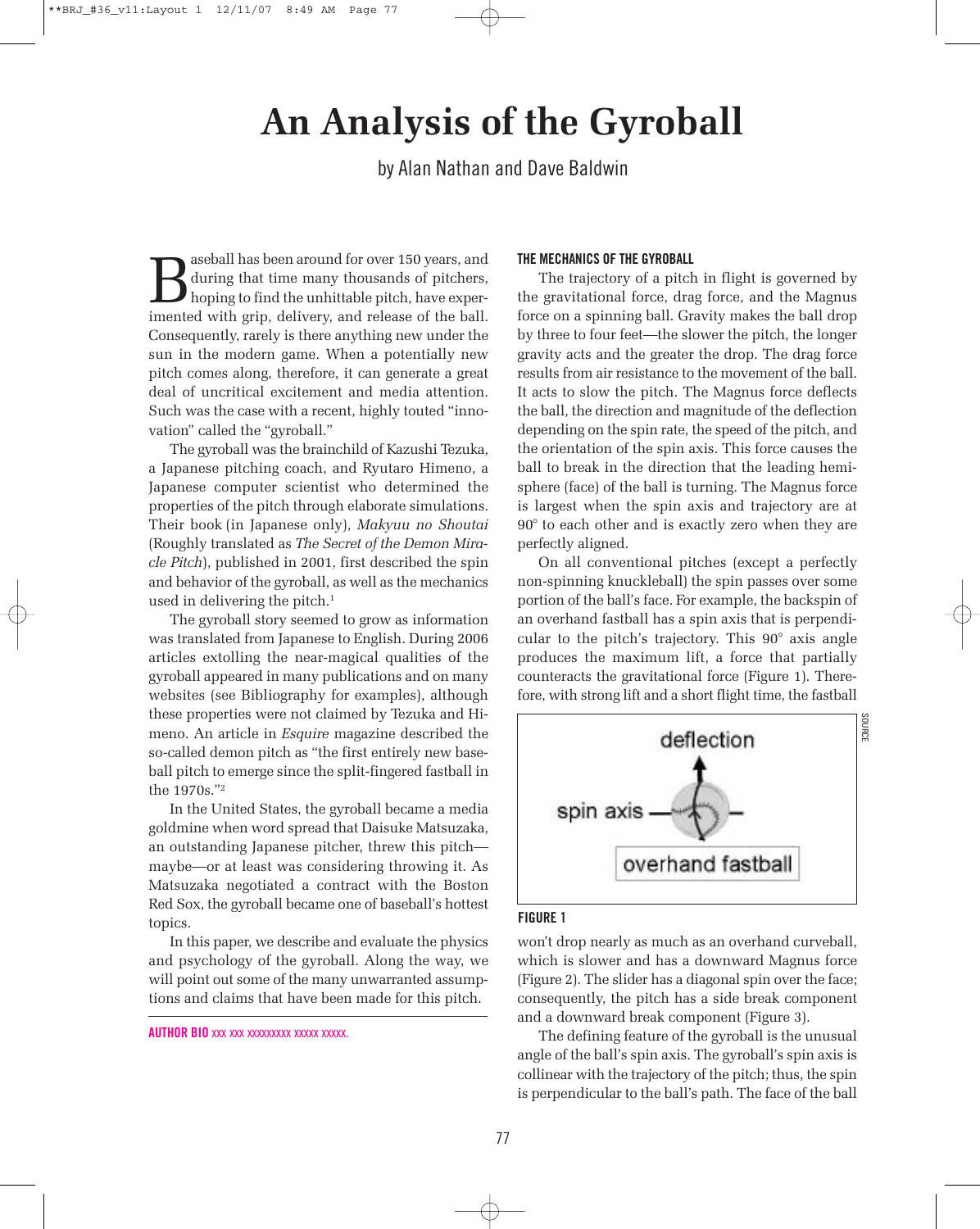# An Analysis of the Gyroball

by Alan Nathan and Dave Baldwin

Baseball has been around for over 150 years, and during that time many thousands of pitchers, hoping to find the unhittable pitch, have experimented with grip, delivery, and release of the ball. Consequently, rarely is there anything new under the sun in the modern game. When a potentially new pitch comes along, therefore, it can generate a great deal of uncritical excitement and media attention. Such was the case with a recent, highly touted "innovation" called the "gyroball."

The gyroball was the brainchild of Kazushi Tezuka, a Japanese pitching coach, and Ryutaro Himeno, a Japanese computer scientist who determined the properties of the pitch through elaborate simulations. Their book (in Japanese only), *Makyuu no Shoutai* (Roughly translated as *The Secret of the Demon Miracle Pitch*), published in 2001, first described the spin and behavior of the gyroball, as well as the mechanics used in delivering the pitch.[1]

The gyroball story seemed to grow as information was translated from Japanese to English. During 2006 articles extolling the near-magical qualities of the gyroball appeared in many publications and on many websites (see Bibliography for examples), although these properties were not claimed by Tezuka and Himeno. An article in *Esquire* magazine described the so-called demon pitch as "the first entirely new baseball pitch to emerge since the split-fingered fastball in the 1970s."[2]

In the United States, the gyroball became a media goldmine when word spread that Daisuke Matsuzaka, an outstanding Japanese pitcher, threw this pitch—maybe—or at least was considering throwing it. As Matsuzaka negotiated a contract with the Boston Red Sox, the gyroball became one of baseball's hottest topics.

In this paper, we describe and evaluate the physics and psychology of the gyroball. Along the way, we will point out some of the many unwarranted assumptions and claims that have been made for this pitch.

**AUTHOR BIO** XXX XXX XXXXXXXXX XXXXX XXXXX.

## THE MECHANICS OF THE GYROBALL

The trajectory of a pitch in flight is governed by the gravitational force, drag force, and the Magnus force on a spinning ball. Gravity makes the ball drop by three to four feet—the slower the pitch, the longer gravity acts and the greater the drop. The drag force results from air resistance to the movement of the ball. It acts to slow the pitch. The Magnus force deflects the ball, the direction and magnitude of the deflection depending on the spin rate, the speed of the pitch, and the orientation of the spin axis. This force causes the ball to break in the direction that the leading hemisphere (face) of the ball is turning. The Magnus force is largest when the spin axis and trajectory are at 90° to each other and is exactly zero when they are perfectly aligned.

On all conventional pitches (except a perfectly non-spinning knuckleball) the spin passes over some portion of the ball's face. For example, the backspin of an overhand fastball has a spin axis that is perpendicular to the pitch's trajectory. This 90° axis angle produces the maximum lift, a force that partially counteracts the gravitational force (Figure 1). Therefore, with strong lift and a short flight time, the fastball won't drop nearly as much as an overhand curveball, which is slower and has a downward Magnus force (Figure 2). The slider has a diagonal spin over the face; consequently, the pitch has a side break component and a downward break component (Figure 3).

deflection

spin axis

overhand fastball

SOURCE

**FIGURE 1**

The defining feature of the gyroball is the unusual angle of the ball's spin axis. The gyroball's spin axis is collinear with the trajectory of the pitch; thus, the spin is perpendicular to the ball's path. The face of the ball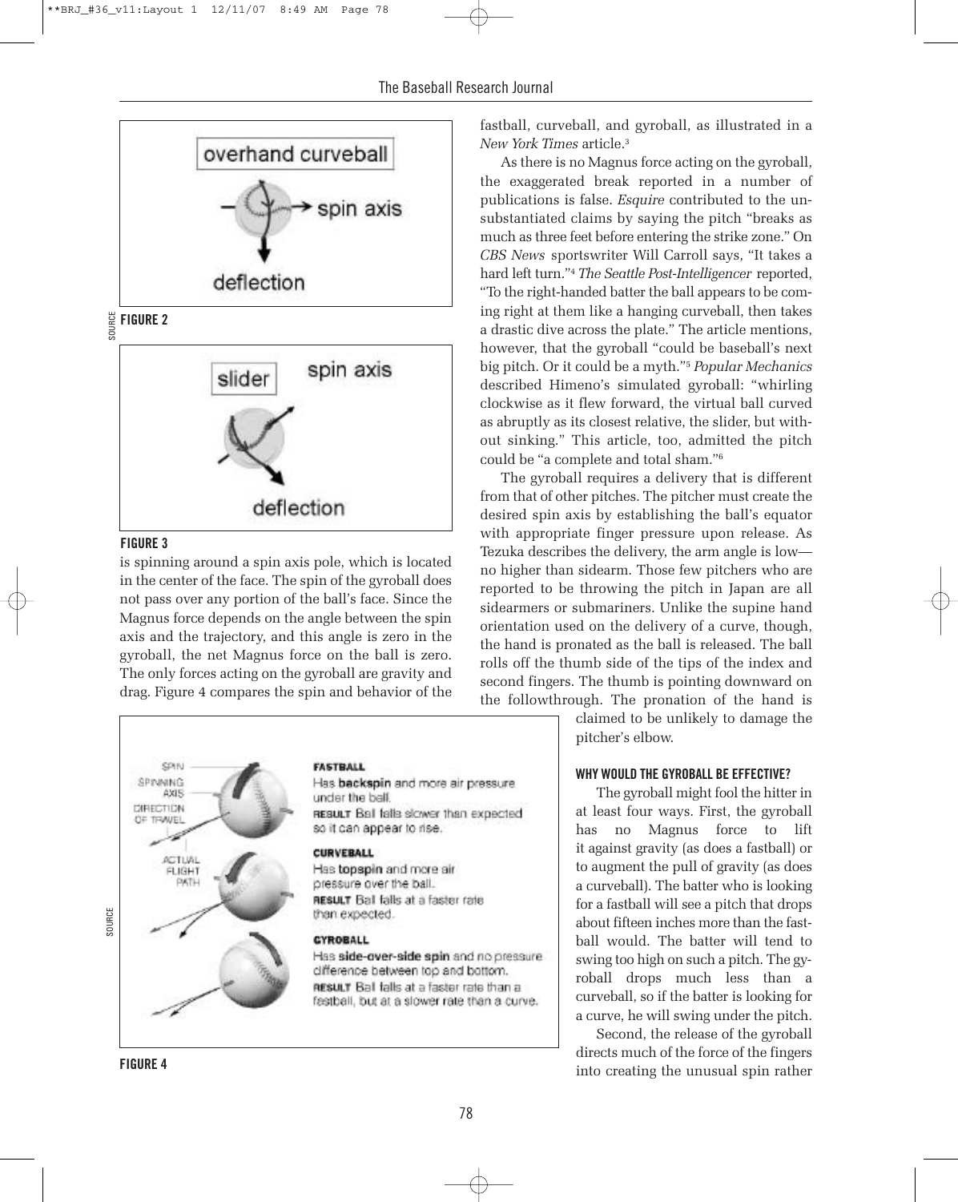FIGURE 2

FIGURE 3

is spinning around a spin axis pole, which is located in the center of the face. The spin of the gyroball does not pass over any portion of the ball's face. Since the Magnus force depends on the angle between the spin axis and the trajectory, and this angle is zero in the gyroball, the net Magnus force on the ball is zero. The only forces acting on the gyroball are gravity and drag. Figure 4 compares the spin and behavior of the fastball, curveball, and gyroball, as illustrated in a *New York Times* article.[3]

As there is no Magnus force acting on the gyroball, the exaggerated break reported in a number of publications is false. *Esquire* contributed to the unsubstantiated claims by saying the pitch "breaks as much as three feet before entering the strike zone." On *CBS News* sportswriter Will Carroll says, "It takes a hard left turn."[4] *The Seattle Post-Intelligencer* reported, "To the right-handed batter the ball appears to be coming right at them like a hanging curveball, then takes a drastic dive across the plate." The article mentions, however, that the gyroball "could be baseball's next big pitch. Or it could be a myth."[5] *Popular Mechanics* described Himeno's simulated gyroball: "whirling clockwise as it flew forward, the virtual ball curved as abruptly as its closest relative, the slider, but without sinking." This article, too, admitted the pitch could be "a complete and total sham."[6]

The gyroball requires a delivery that is different from that of other pitches. The pitcher must create the desired spin axis by establishing the ball's equator with appropriate finger pressure upon release. As Tezuka describes the delivery, the arm angle is low—no higher than sidearm. Those few pitchers who are reported to be throwing the pitch in Japan are all sidearmers or submariners. Unlike the supine hand orientation used on the delivery of a curve, though, the hand is pronated as the ball is released. The ball rolls off the thumb side of the tips of the index and second fingers. The thumb is pointing downward on the followthrough. The pronation of the hand is claimed to be unlikely to damage the pitcher's elbow.

FIGURE 4

### WHY WOULD THE GYROBALL BE EFFECTIVE?

The gyroball might fool the hitter in at least four ways. First, the gyroball has no Magnus force to lift it against gravity (as does a fastball) or to augment the pull of gravity (as does a curveball). The batter who is looking for a fastball will see a pitch that drops about fifteen inches more than the fastball would. The batter will tend to swing too high on such a pitch. The gyroball drops much less than a curveball, so if the batter is looking for a curve, he will swing under the pitch.

Second, the release of the gyroball directs much of the force of the fingers into creating the unusual spin rather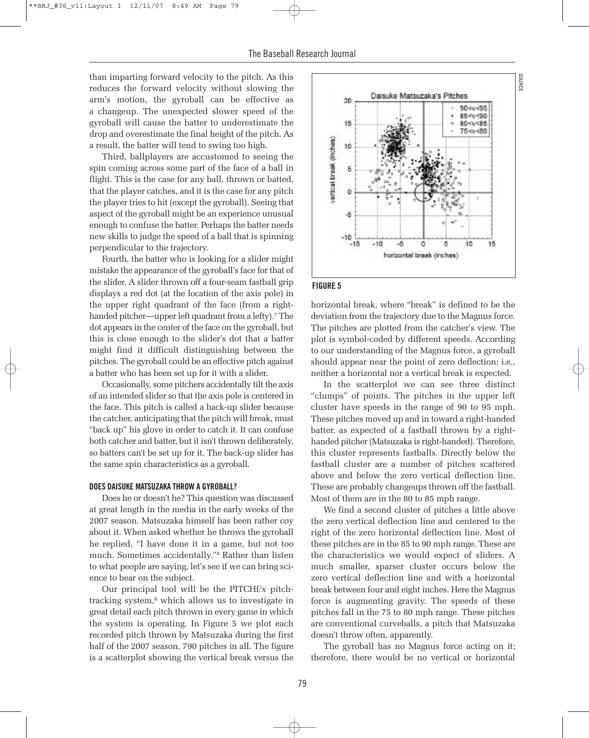than imparting forward velocity to the pitch. As this reduces the forward velocity without slowing the arm's motion, the gyroball can be effective as a changeup. The unexpected slower speed of the gyroball will cause the batter to underestimate the drop and overestimate the final height of the pitch. As a result, the batter will tend to swing too high.

Third, ballplayers are accustomed to seeing the spin coming across some part of the face of a ball in flight. This is the case for any ball, thrown or batted, that the player catches, and it is the case for any pitch the player tries to hit (except the gyroball). Seeing that aspect of the gyroball might be an experience unusual enough to confuse the batter. Perhaps the batter needs new skills to judge the speed of a ball that is spinning perpendicular to the trajectory.

Fourth, the batter who is looking for a slider might mistake the appearance of the gyroball's face for that of the slider. A slider thrown off a four-seam fastball grip displays a red dot (at the location of the axis pole) in the upper right quadrant of the face (from a right-handed pitcher—upper left quadrant from a lefty).[7] The dot appears in the center of the face on the gyroball, but this is close enough to the slider's dot that a batter might find it difficult distinguishing between the pitches. The gyroball could be an effective pitch against a batter who has been set up for it with a slider.

Occasionally, some pitchers accidentally tilt the axis of an intended slider so that the axis pole is centered in the face. This pitch is called a back-up slider because the catcher, anticipating that the pitch will break, must "back up" his glove in order to catch it. It can confuse both catcher and batter, but it isn't thrown deliberately, so batters can't be set up for it. The back-up slider has the same spin characteristics as a gyroball.

### DOES DAISUKE MATSUZAKA THROW A GYROBALL?

Does he or doesn't he? This question was discussed at great length in the media in the early weeks of the 2007 season. Matsuzaka himself has been rather coy about it. When asked whether he throws the gyroball he replied, "I have done it in a game, but not too much. Sometimes accidentally."[8] Rather than listen to what people are saying, let's see if we can bring science to bear on the subject.

Our principal tool will be the PITCHf/x pitch-tracking system,[9] which allows us to investigate in great detail each pitch thrown in every game in which the system is operating. In Figure 5 we plot each recorded pitch thrown by Matsuzaka during the first half of the 2007 season, 790 pitches in all. The figure is a scatterplot showing the vertical break versus the horizontal break, where "break" is defined to be the deviation from the trajectory due to the Magnus force. The pitches are plotted from the catcher's view. The plot is symbol-coded by different speeds. According to our understanding of the Magnus force, a gyroball should appear near the point of zero deflection; i.e., neither a horizontal nor a vertical break is expected.

**FIGURE 5**

In the scatterplot we can see three distinct "clumps" of points. The pitches in the upper left cluster have speeds in the range of 90 to 95 mph. These pitches moved up and in toward a right-handed batter, as expected of a fastball thrown by a right-handed pitcher (Matsuzaka is right-handed). Therefore, this cluster represents fastballs. Directly below the fastball cluster are a number of pitches scattered above and below the zero vertical deflection line. These are probably changeups thrown off the fastball. Most of them are in the 80 to 85 mph range.

We find a second cluster of pitches a little above the zero vertical deflection line and centered to the right of the zero horizontal deflection line. Most of these pitches are in the 85 to 90 mph range. These are the characteristics we would expect of sliders. A much smaller, sparser cluster occurs below the zero vertical deflection line and with a horizontal break between four and eight inches. Here the Magnus force is augmenting gravity. The speeds of these pitches fall in the 75 to 80 mph range. These pitches are conventional curveballs, a pitch that Matsuzaka doesn't throw often, apparently.

The gyroball has no Magnus force acting on it; therefore, there would be no vertical or horizontal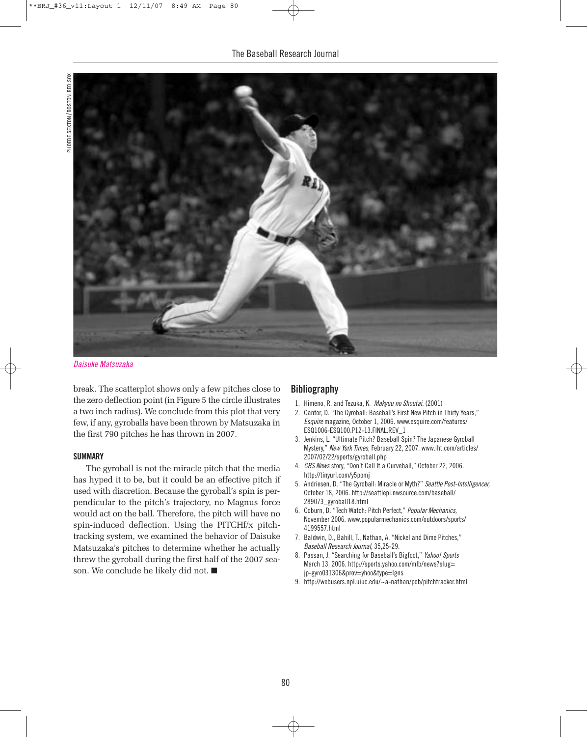Daisuke Matsuzaka

break. The scatterplot shows only a few pitches close to the zero deflection point (in Figure 5 the circle illustrates a two inch radius). We conclude from this plot that very few, if any, gyroballs have been thrown by Matsuzaka in the first 790 pitches he has thrown in 2007.

### SUMMARY

The gyroball is not the miracle pitch that the media has hyped it to be, but it could be an effective pitch if used with discretion. Because the gyroball's spin is perpendicular to the pitch's trajectory, no Magnus force would act on the ball. Therefore, the pitch will have no spin-induced deflection. Using the PITCHf/x pitch-tracking system, we examined the behavior of Daisuke Matsuzaka's pitches to determine whether he actually threw the gyroball during the first half of the 2007 season. We conclude he likely did not. ■

## Bibliography

1. Himeno, R. and Tezuka, K. *Makyuu no Shoutai.* (2001)
2. Cantor, D. "The Gyroball: Baseball's First New Pitch in Thirty Years," *Esquire* magazine, October 1, 2006. www.esquire.com/features/ESQ1006-ESQ100.P12-13.FINAL.REV_1
3. Jenkins, L. "Ultimate Pitch? Baseball Spin? The Japanese Gyroball Mystery," *New York Times*, February 22, 2007. www.iht.com/articles/2007/02/22/sports/gyroball.php
4. *CBS News* story, "Don't Call It a Curveball," October 22, 2006. http://tinyurl.com/y5pomj
5. Andriesen, D. "The Gyroball: Miracle or Myth?" *Seattle Post-Intelligencer,* October 18, 2006. http://seattlepi.nwsource.com/baseball/289073_gyroball18.html
6. Coburn, D. "Tech Watch: Pitch Perfect," *Popular Mechanics,* November 2006. www.popularmechanics.com/outdoors/sports/4199557.html
7. Baldwin, D., Bahill, T., Nathan, A. "Nickel and Dime Pitches," *Baseball Research Journal*, 35,25-29.
8. Passan, J. "Searching for Baseball's Bigfoot," *Yahoo! Sports* March 13, 2006. http://sports.yahoo.com/mlb/news?slug=jp-gyro031306&prov=yhoo&type=lgns
9. http://webusers.npl.uiuc.edu/~a-nathan/pob/pitchtracker.html